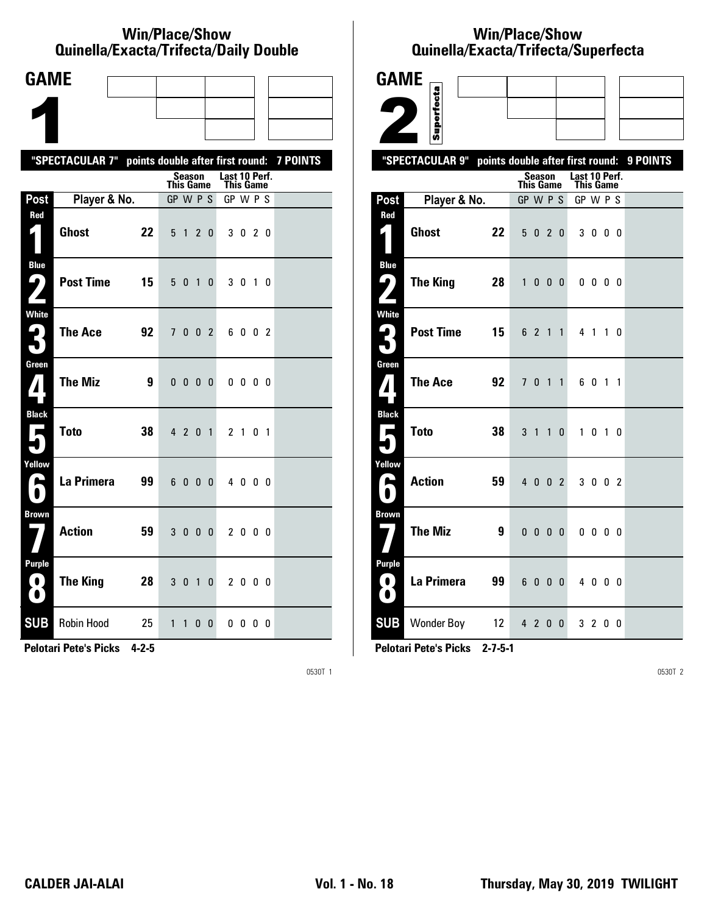# Win/Place/Show
## Quinella/Exacta/Trifecta/Daily Double

### GAME 1

**"SPECTACULAR 7" points double after first round: 7 POINTS**

| Post | Player & No. | | Season This Game GP W P S | Last 10 Perf. This Game GP W P S |
|---|---|---|---|---|
| Red 1 | Ghost | 22 | 5 1 2 0 | 3 0 2 0 |
| Blue 2 | Post Time | 15 | 5 0 1 0 | 3 0 1 0 |
| White 3 | The Ace | 92 | 7 0 0 2 | 6 0 0 2 |
| Green 4 | The Miz | 9 | 0 0 0 0 | 0 0 0 0 |
| Black 5 | Toto | 38 | 4 2 0 1 | 2 1 0 1 |
| Yellow 6 | La Primera | 99 | 6 0 0 0 | 4 0 0 0 |
| Brown 7 | Action | 59 | 3 0 0 0 | 2 0 0 0 |
| Purple 8 | The King | 28 | 3 0 1 0 | 2 0 0 0 |
| SUB | Robin Hood | 25 | 1 1 0 0 | 0 0 0 0 |

**Pelotari Pete's Picks 4-2-5**

0530T 1

# Win/Place/Show
## Quinella/Exacta/Trifecta/Superfecta

### GAME 2 (Superfecta)

**"SPECTACULAR 9" points double after first round: 9 POINTS**

| Post | Player & No. | | Season This Game GP W P S | Last 10 Perf. This Game GP W P S |
|---|---|---|---|---|
| Red 1 | Ghost | 22 | 5 0 2 0 | 3 0 0 0 |
| Blue 2 | The King | 28 | 1 0 0 0 | 0 0 0 0 |
| White 3 | Post Time | 15 | 6 2 1 1 | 4 1 1 0 |
| Green 4 | The Ace | 92 | 7 0 1 1 | 6 0 1 1 |
| Black 5 | Toto | 38 | 3 1 1 0 | 1 0 1 0 |
| Yellow 6 | Action | 59 | 4 0 0 2 | 3 0 0 2 |
| Brown 7 | The Miz | 9 | 0 0 0 0 | 0 0 0 0 |
| Purple 8 | La Primera | 99 | 6 0 0 0 | 4 0 0 0 |
| SUB | Wonder Boy | 12 | 4 2 0 0 | 3 2 0 0 |

**Pelotari Pete's Picks 2-7-5-1**

0530T 2

**CALDER JAI-ALAI** **Vol. 1 - No. 18** **Thursday, May 30, 2019 TWILIGHT**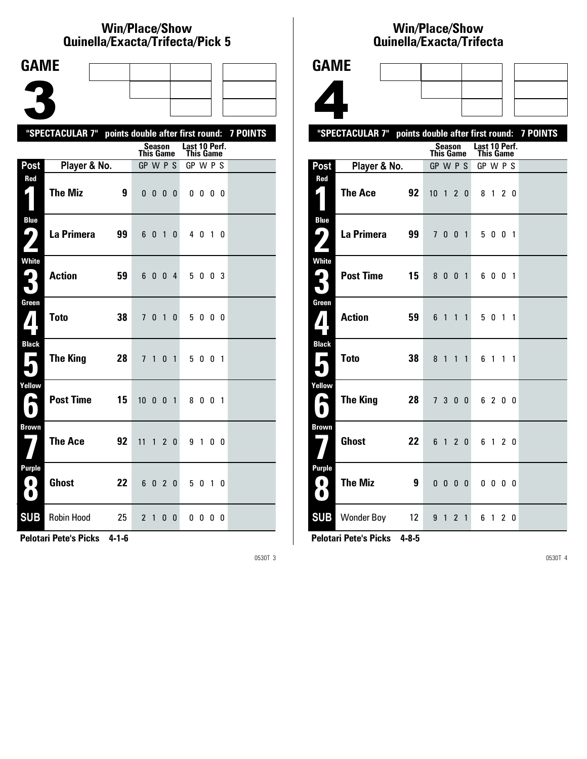# Win/Place/Show Quinella/Exacta/Trifecta/Pick 5

## GAME 3

"SPECTACULAR 7" points double after first round: 7 POINTS

| Post | Player & No. | | Season This Game GP W P S | Last 10 Perf. This Game GP W P S |
|---|---|---|---|---|
| Red 1 | The Miz | 9 | 0 0 0 0 | 0 0 0 0 |
| Blue 2 | La Primera | 99 | 6 0 1 0 | 4 0 1 0 |
| White 3 | Action | 59 | 6 0 0 4 | 5 0 0 3 |
| Green 4 | Toto | 38 | 7 0 1 0 | 5 0 0 0 |
| Black 5 | The King | 28 | 7 1 0 1 | 5 0 0 1 |
| Yellow 6 | Post Time | 15 | 10 0 0 1 | 8 0 0 1 |
| Brown 7 | The Ace | 92 | 11 1 2 0 | 9 1 0 0 |
| Purple 8 | Ghost | 22 | 6 0 2 0 | 5 0 1 0 |
| SUB | Robin Hood | 25 | 2 1 0 0 | 0 0 0 0 |

**Pelotari Pete's Picks 4-1-6**

0530T 3

# Win/Place/Show Quinella/Exacta/Trifecta

## GAME 4

"SPECTACULAR 7" points double after first round: 7 POINTS

| Post | Player & No. | | Season This Game GP W P S | Last 10 Perf. This Game GP W P S |
|---|---|---|---|---|
| Red 1 | The Ace | 92 | 10 1 2 0 | 8 1 2 0 |
| Blue 2 | La Primera | 99 | 7 0 0 1 | 5 0 0 1 |
| White 3 | Post Time | 15 | 8 0 0 1 | 6 0 0 1 |
| Green 4 | Action | 59 | 6 1 1 1 | 5 0 1 1 |
| Black 5 | Toto | 38 | 8 1 1 1 | 6 1 1 1 |
| Yellow 6 | The King | 28 | 7 3 0 0 | 6 2 0 0 |
| Brown 7 | Ghost | 22 | 6 1 2 0 | 6 1 2 0 |
| Purple 8 | The Miz | 9 | 0 0 0 0 | 0 0 0 0 |
| SUB | Wonder Boy | 12 | 9 1 2 1 | 6 1 2 0 |

**Pelotari Pete's Picks 4-8-5**

0530T 4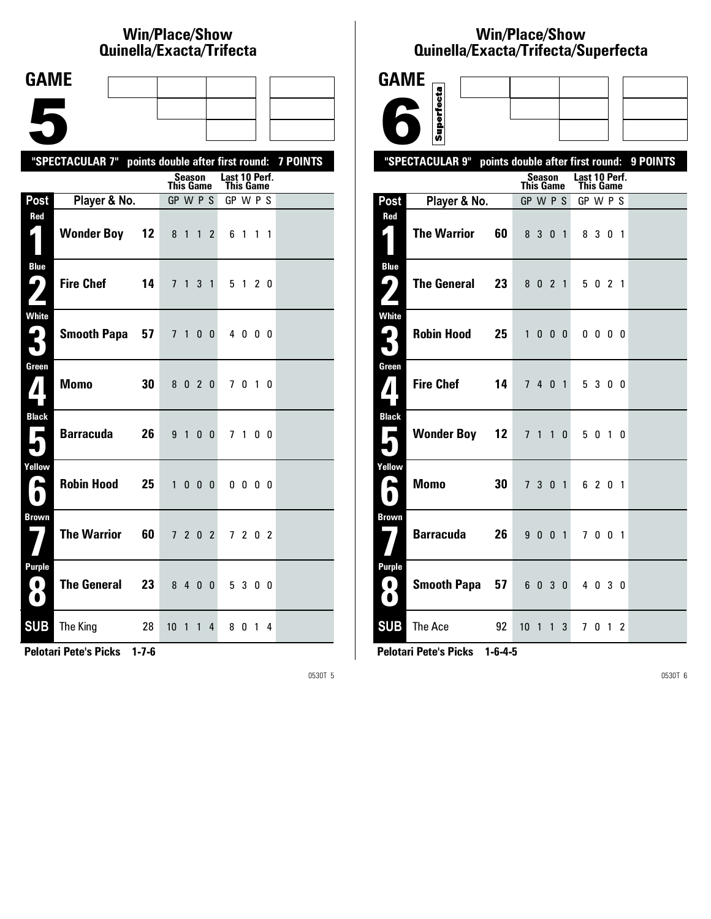## Win/Place/Show Quinella/Exacta/Trifecta

# GAME 5

**"SPECTACULAR 7" points double after first round: 7 POINTS**

| Post | Player & No. | | Season This Game GP | W | P | S | Last 10 Perf. This Game GP | W | P | S |
|---|---|---|---|---|---|---|---|---|---|---|
| Red 1 | **Wonder Boy** | **12** | 8 | 1 | 1 | 2 | 6 | 1 | 1 | 1 |
| Blue 2 | **Fire Chef** | **14** | 7 | 1 | 3 | 1 | 5 | 1 | 2 | 0 |
| White 3 | **Smooth Papa** | **57** | 7 | 1 | 0 | 0 | 4 | 0 | 0 | 0 |
| Green 4 | **Momo** | **30** | 8 | 0 | 2 | 0 | 7 | 0 | 1 | 0 |
| Black 5 | **Barracuda** | **26** | 9 | 1 | 0 | 0 | 7 | 1 | 0 | 0 |
| Yellow 6 | **Robin Hood** | **25** | 1 | 0 | 0 | 0 | 0 | 0 | 0 | 0 |
| Brown 7 | **The Warrior** | **60** | 7 | 2 | 0 | 2 | 7 | 2 | 0 | 2 |
| Purple 8 | **The General** | **23** | 8 | 4 | 0 | 0 | 5 | 3 | 0 | 0 |
| SUB | The King | 28 | 10 | 1 | 1 | 4 | 8 | 0 | 1 | 4 |

**Pelotari Pete's Picks 1-7-6**

## Win/Place/Show Quinella/Exacta/Trifecta/Superfecta

# GAME 6

Superfecta

**"SPECTACULAR 9" points double after first round: 9 POINTS**

| Post | Player & No. | | Season This Game GP | W | P | S | Last 10 Perf. This Game GP | W | P | S |
|---|---|---|---|---|---|---|---|---|---|---|
| Red 1 | **The Warrior** | **60** | 8 | 3 | 0 | 1 | 8 | 3 | 0 | 1 |
| Blue 2 | **The General** | **23** | 8 | 0 | 2 | 1 | 5 | 0 | 2 | 1 |
| White 3 | **Robin Hood** | **25** | 1 | 0 | 0 | 0 | 0 | 0 | 0 | 0 |
| Green 4 | **Fire Chef** | **14** | 7 | 4 | 0 | 1 | 5 | 3 | 0 | 0 |
| Black 5 | **Wonder Boy** | **12** | 7 | 1 | 1 | 0 | 5 | 0 | 1 | 0 |
| Yellow 6 | **Momo** | **30** | 7 | 3 | 0 | 1 | 6 | 2 | 0 | 1 |
| Brown 7 | **Barracuda** | **26** | 9 | 0 | 0 | 1 | 7 | 0 | 0 | 1 |
| Purple 8 | **Smooth Papa** | **57** | 6 | 0 | 3 | 0 | 4 | 0 | 3 | 0 |
| SUB | The Ace | 92 | 10 | 1 | 1 | 3 | 7 | 0 | 1 | 2 |

**Pelotari Pete's Picks 1-6-4-5**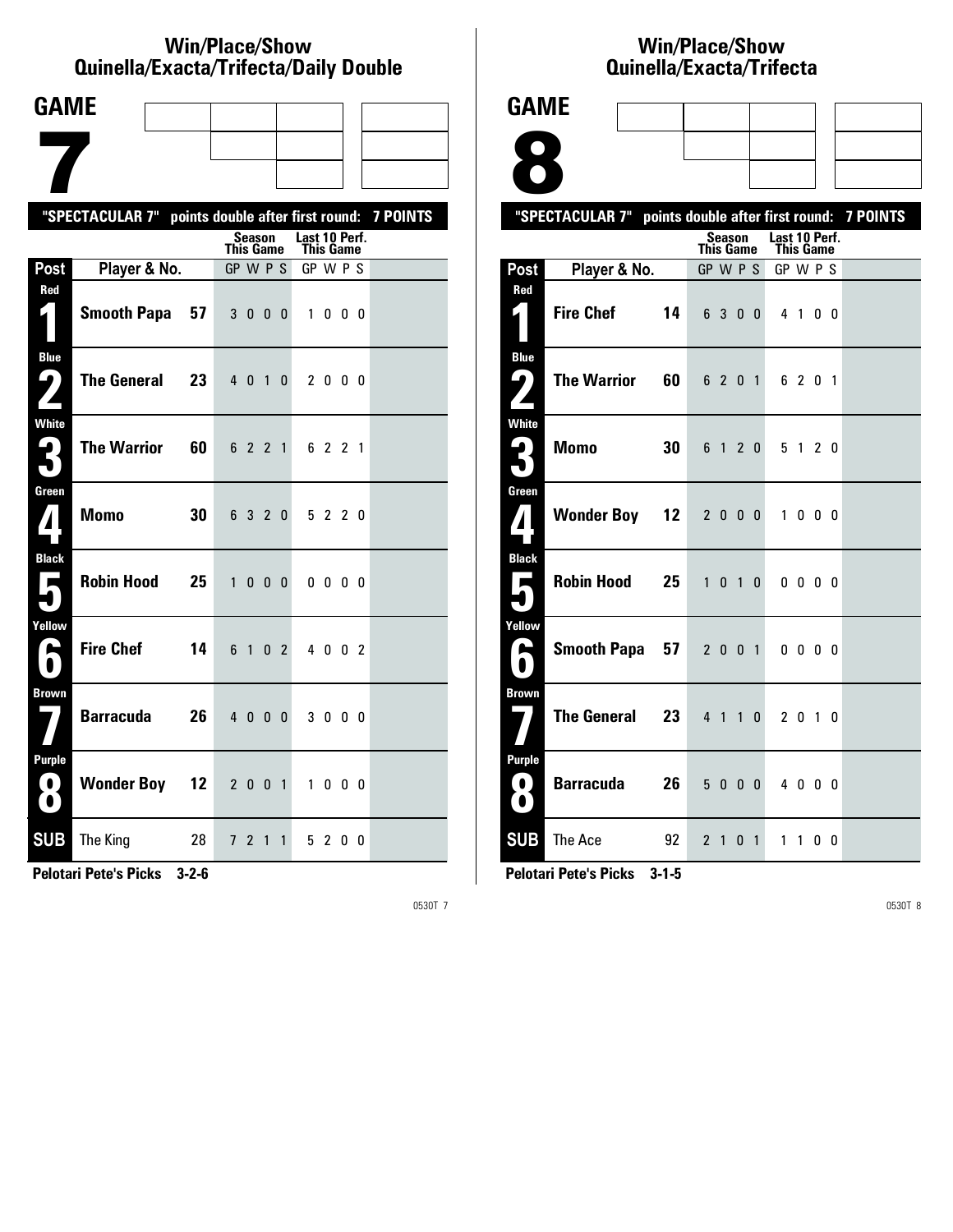## Win/Place/Show
## Quinella/Exacta/Trifecta/Daily Double

# GAME 7

**"SPECTACULAR 7" points double after first round: 7 POINTS**

| Post | Player & No. | | Season This Game GP W P S | Last 10 Perf. This Game GP W P S |
|---|---|---|---|---|
| Red 1 | Smooth Papa | 57 | 3 0 0 0 | 1 0 0 0 |
| Blue 2 | The General | 23 | 4 0 1 0 | 2 0 0 0 |
| White 3 | The Warrior | 60 | 6 2 2 1 | 6 2 2 1 |
| Green 4 | Momo | 30 | 6 3 2 0 | 5 2 2 0 |
| Black 5 | Robin Hood | 25 | 1 0 0 0 | 0 0 0 0 |
| Yellow 6 | Fire Chef | 14 | 6 1 0 2 | 4 0 0 2 |
| Brown 7 | Barracuda | 26 | 4 0 0 0 | 3 0 0 0 |
| Purple 8 | Wonder Boy | 12 | 2 0 0 1 | 1 0 0 0 |
| SUB | The King | 28 | 7 2 1 1 | 5 2 0 0 |

**Pelotari Pete's Picks 3-2-6**

0530T 7

## Win/Place/Show
## Quinella/Exacta/Trifecta

# GAME 8

**"SPECTACULAR 7" points double after first round: 7 POINTS**

| Post | Player & No. | | Season This Game GP W P S | Last 10 Perf. This Game GP W P S |
|---|---|---|---|---|
| Red 1 | Fire Chef | 14 | 6 3 0 0 | 4 1 0 0 |
| Blue 2 | The Warrior | 60 | 6 2 0 1 | 6 2 0 1 |
| White 3 | Momo | 30 | 6 1 2 0 | 5 1 2 0 |
| Green 4 | Wonder Boy | 12 | 2 0 0 0 | 1 0 0 0 |
| Black 5 | Robin Hood | 25 | 1 0 1 0 | 0 0 0 0 |
| Yellow 6 | Smooth Papa | 57 | 2 0 0 1 | 0 0 0 0 |
| Brown 7 | The General | 23 | 4 1 1 0 | 2 0 1 0 |
| Purple 8 | Barracuda | 26 | 5 0 0 0 | 4 0 0 0 |
| SUB | The Ace | 92 | 2 1 0 1 | 1 1 0 0 |

**Pelotari Pete's Picks 3-1-5**

0530T 8